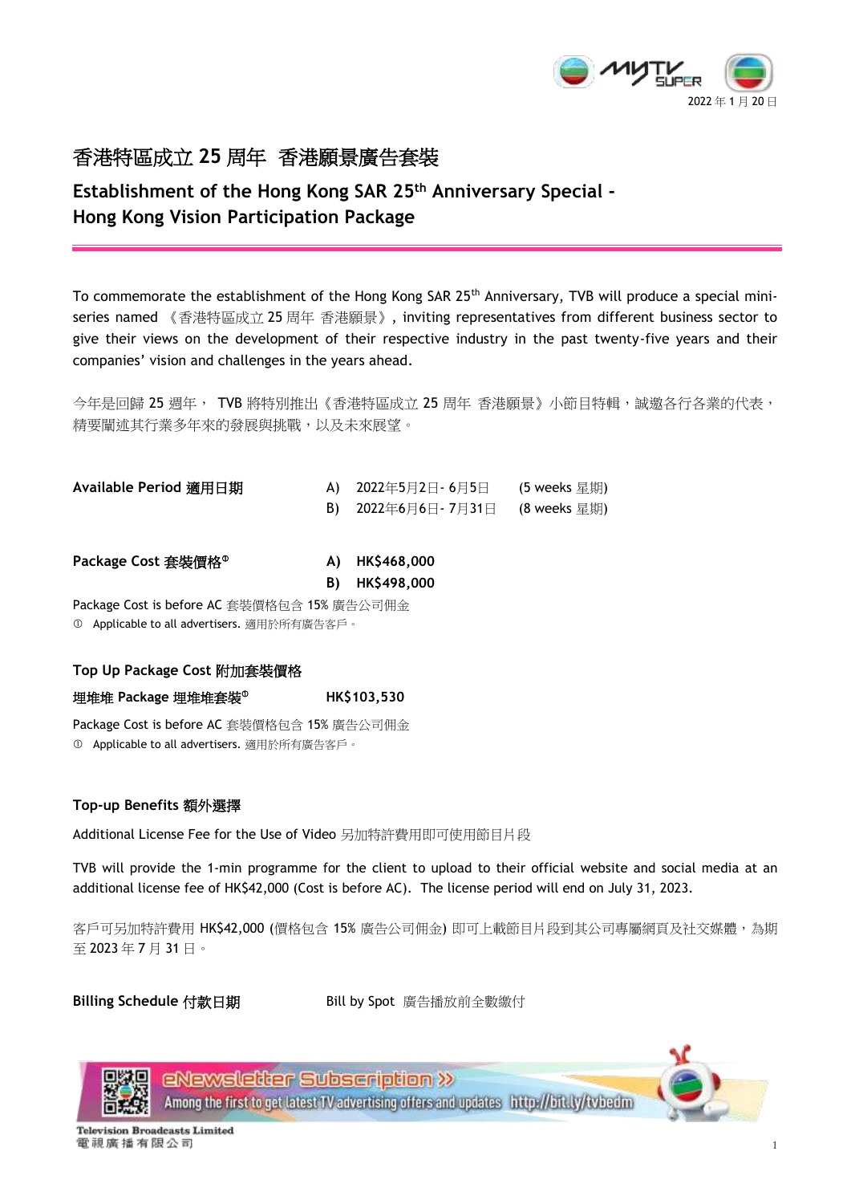2022 年 1 月 20 日

# 香港特區成立 25 周年 香港願景廣告套裝

## Establishment of the Hong Kong SAR 25th Anniversary Special - Hong Kong Vision Participation Package

To commemorate the establishment of the Hong Kong SAR 25th Anniversary, TVB will produce a special mini-series named 《香港特區成立 25 周年 香港願景》, inviting representatives from different business sector to give their views on the development of their respective industry in the past twenty-five years and their companies' vision and challenges in the years ahead.

今年是回歸 25 週年， TVB 將特別推出《香港特區成立 25 周年 香港願景》小節目特輯，誠邀各行各業的代表，精要闡述其行業多年來的發展與挑戰，以及未來展望。

**Available Period 適用日期**

A) 2022年5月2日- 6月5日 (5 weeks 星期)
B) 2022年6月6日- 7月31日 (8 weeks 星期)

**Package Cost 套裝價格**[①]

**A) HK$468,000**
**B) HK$498,000**

Package Cost is before AC 套裝價格包含 15% 廣告公司佣金
① Applicable to all advertisers. 適用於所有廣告客戶。

**Top Up Package Cost 附加套裝價格**

**埋堆堆 Package 埋堆堆套裝**[①] **HK$103,530**

Package Cost is before AC 套裝價格包含 15% 廣告公司佣金
① Applicable to all advertisers. 適用於所有廣告客戶。

**Top-up Benefits 額外選擇**

Additional License Fee for the Use of Video 另加特許費用即可使用節目片段

TVB will provide the 1-min programme for the client to upload to their official website and social media at an additional license fee of HK$42,000 (Cost is before AC). The license period will end on July 31, 2023.

客戶可另加特許費用 HK$42,000 (價格包含 15% 廣告公司佣金) 即可上載節目片段到其公司專屬網頁及社交媒體，為期至 2023 年 7 月 31 日。

**Billing Schedule 付款日期** Bill by Spot 廣告播放前全數繳付

eNewsletter Subscription >> Among the first to get latest TV advertising offers and updates http://bit.ly/tvbedm

Television Broadcasts Limited
電視廣播有限公司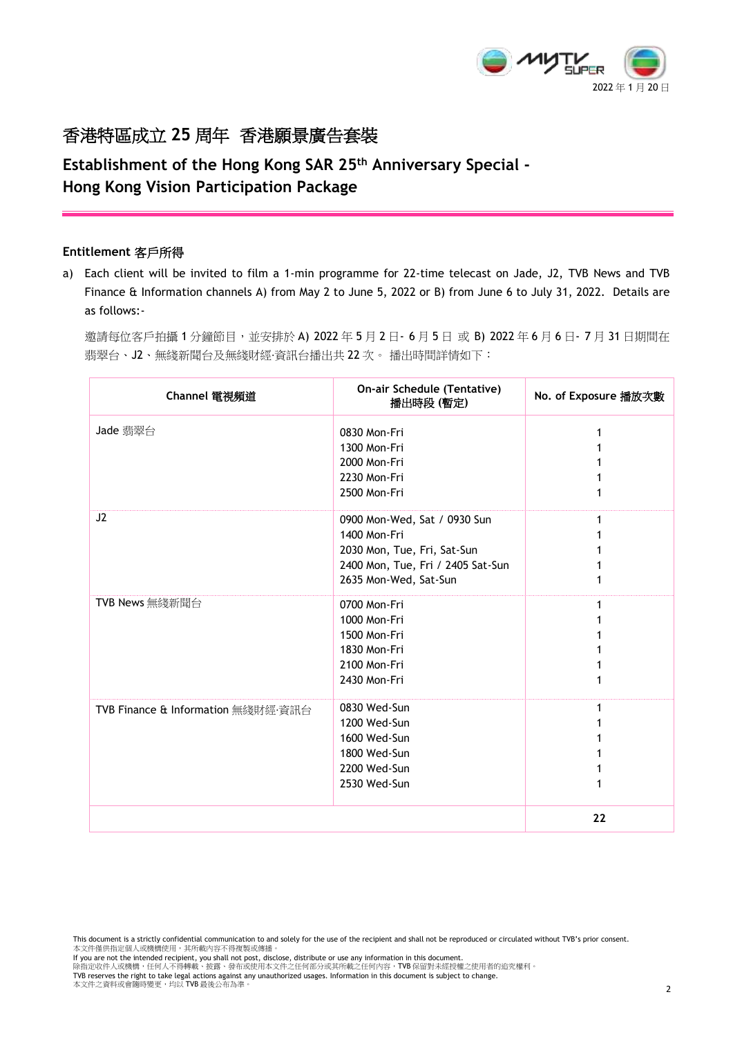2022 年 1 月 20 日

# 香港特區成立 25 周年 香港願景廣告套裝

## Establishment of the Hong Kong SAR 25th Anniversary Special - Hong Kong Vision Participation Package

### Entitlement 客戶所得

a) Each client will be invited to film a 1-min programme for 22-time telecast on Jade, J2, TVB News and TVB Finance & Information channels A) from May 2 to June 5, 2022 or B) from June 6 to July 31, 2022. Details are as follows:-

邀請每位客戶拍攝 1 分鐘節目，並安排於 A) 2022 年 5 月 2 日- 6 月 5 日 或 B) 2022 年 6 月 6 日- 7 月 31 日期間在翡翠台、J2、無綫新聞台及無綫財經·資訊台播出共 22 次。 播出時間詳情如下：

| Channel 電視頻道 | On-air Schedule (Tentative) 播出時段 (暫定) | No. of Exposure 播放次數 |
|---|---|---|
| Jade 翡翠台 | 0830 Mon-Fri<br>1300 Mon-Fri<br>2000 Mon-Fri<br>2230 Mon-Fri<br>2500 Mon-Fri | 1<br>1<br>1<br>1<br>1 |
| J2 | 0900 Mon-Wed, Sat / 0930 Sun<br>1400 Mon-Fri<br>2030 Mon, Tue, Fri, Sat-Sun<br>2400 Mon, Tue, Fri / 2405 Sat-Sun<br>2635 Mon-Wed, Sat-Sun | 1<br>1<br>1<br>1<br>1 |
| TVB News 無綫新聞台 | 0700 Mon-Fri<br>1000 Mon-Fri<br>1500 Mon-Fri<br>1830 Mon-Fri<br>2100 Mon-Fri<br>2430 Mon-Fri | 1<br>1<br>1<br>1<br>1<br>1 |
| TVB Finance & Information 無綫財經·資訊台 | 0830 Wed-Sun<br>1200 Wed-Sun<br>1600 Wed-Sun<br>1800 Wed-Sun<br>2200 Wed-Sun<br>2530 Wed-Sun | 1<br>1<br>1<br>1<br>1<br>1 |
| | | **22** |

This document is a strictly confidential communication to and solely for the use of the recipient and shall not be reproduced or circulated without TVB's prior consent.
本文件僅供指定個人或機構使用，其所載內容不得複製或傳播。
If you are not the intended recipient, you shall not post, disclose, distribute or use any information in this document.
除指定收件人或機構，任何人不得轉載、披露、發布或使用本文件之任何部分或其所載之任何內容，TVB 保留對未經授權之使用者的追究權利。
TVB reserves the right to take legal actions against any unauthorized usages. Information in this document is subject to change.
本文件之資料或會隨時變更，均以 TVB 最後公布為準。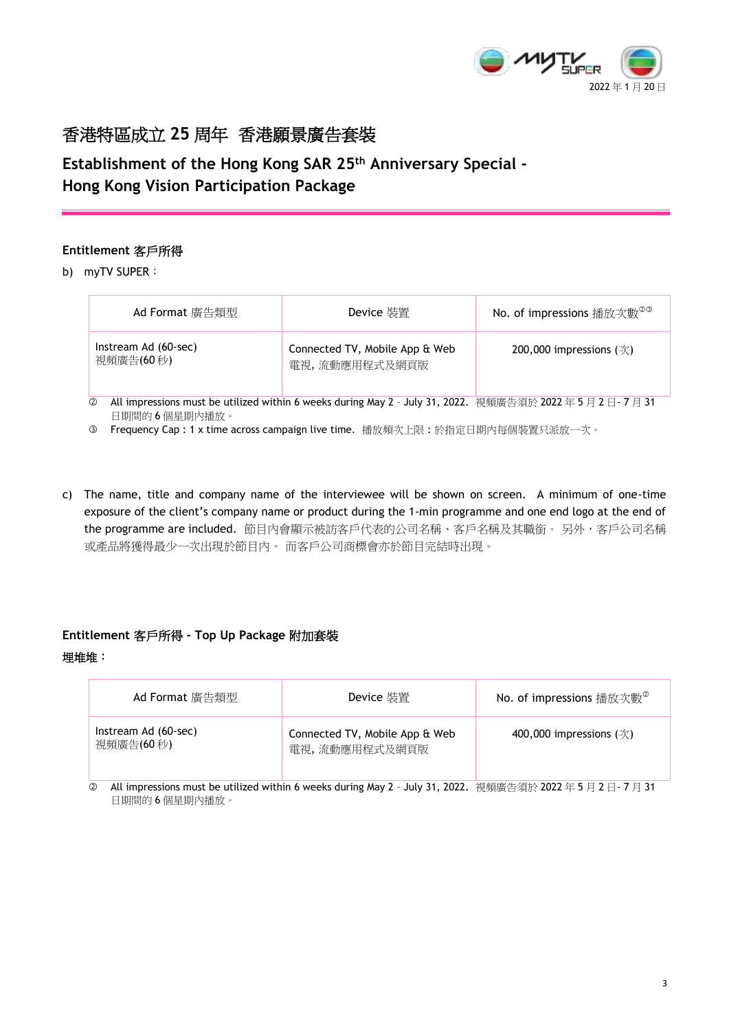2022 年 1 月 20 日

# 香港特區成立 25 周年 香港願景廣告套裝

## Establishment of the Hong Kong SAR 25th Anniversary Special - Hong Kong Vision Participation Package

### Entitlement 客戶所得

b) myTV SUPER：

| Ad Format 廣告類型 | Device 裝置 | No. of impressions 播放次數②③ |
|---|---|---|
| Instream Ad (60-sec)<br>視頻廣告(60 秒) | Connected TV, Mobile App & Web<br>電視, 流動應用程式及網頁版 | 200,000 impressions (次) |

② All impressions must be utilized within 6 weeks during May 2 - July 31, 2022. 視頻廣告須於 2022 年 5 月 2 日- 7 月 31 日期間的 6 個星期內播放。

③ Frequency Cap : 1 x time across campaign live time. 播放頻次上限：於指定日期內每個裝置只派放一次。

c) The name, title and company name of the interviewee will be shown on screen. A minimum of one-time exposure of the client's company name or product during the 1-min programme and one end logo at the end of the programme are included. 節目內會顯示被訪客戶代表的公司名稱、客戶名稱及其職銜。 另外，客戶公司名稱或產品將獲得最少一次出現於節目內。 而客戶公司商標會亦於節目完結時出現。

### Entitlement 客戶所得 - Top Up Package 附加套裝

**埋堆堆：**

| Ad Format 廣告類型 | Device 裝置 | No. of impressions 播放次數② |
|---|---|---|
| Instream Ad (60-sec)<br>視頻廣告(60 秒) | Connected TV, Mobile App & Web<br>電視, 流動應用程式及網頁版 | 400,000 impressions (次) |

② All impressions must be utilized within 6 weeks during May 2 - July 31, 2022. 視頻廣告須於 2022 年 5 月 2 日- 7 月 31 日期間的 6 個星期內播放。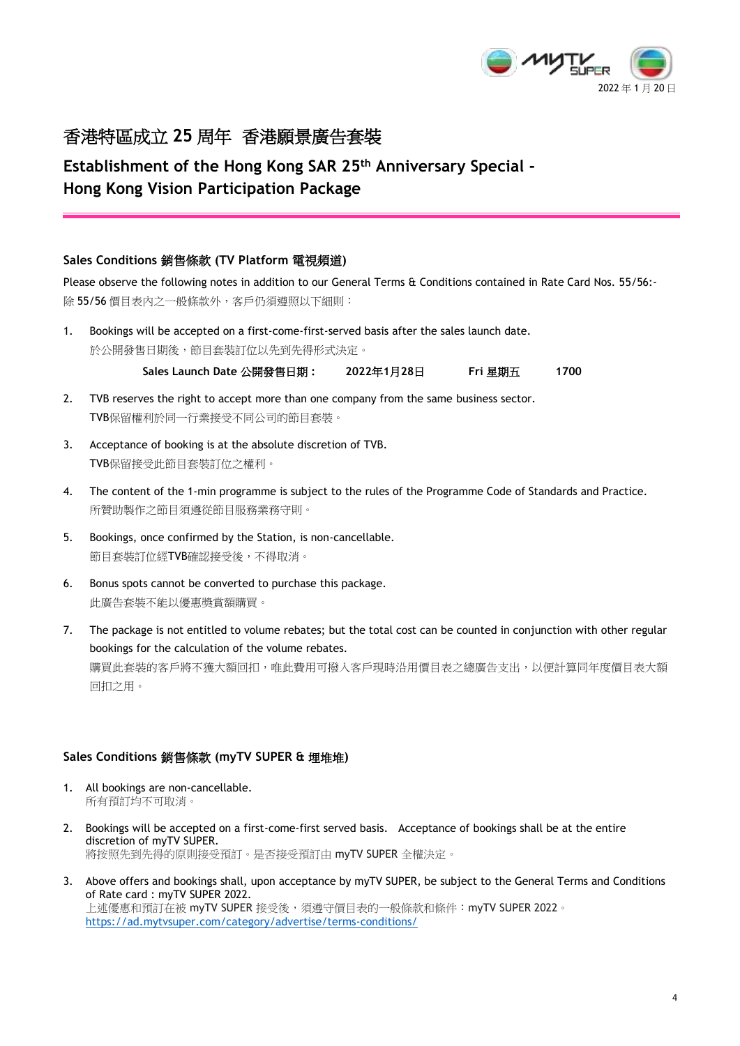2022 年 1 月 20 日

# 香港特區成立 25 周年 香港願景廣告套裝

## Establishment of the Hong Kong SAR 25th Anniversary Special - Hong Kong Vision Participation Package

### Sales Conditions 銷售條款 (TV Platform 電視頻道)

Please observe the following notes in addition to our General Terms & Conditions contained in Rate Card Nos. 55/56:-
除 55/56 價目表內之一般條款外，客戶仍須遵照以下細則：

1. Bookings will be accepted on a first-come-first-served basis after the sales launch date.
   於公開發售日期後，節目套裝訂位以先到先得形式決定。

   **Sales Launch Date 公開發售日期： 2022年1月28日 Fri 星期五 1700**

2. TVB reserves the right to accept more than one company from the same business sector.
   TVB保留權利於同一行業接受不同公司的節目套裝。

3. Acceptance of booking is at the absolute discretion of TVB.
   TVB保留接受此節目套裝訂位之權利。

4. The content of the 1-min programme is subject to the rules of the Programme Code of Standards and Practice.
   所贊助製作之節目須遵從節目服務業務守則。

5. Bookings, once confirmed by the Station, is non-cancellable.
   節目套裝訂位經TVB確認接受後，不得取消。

6. Bonus spots cannot be converted to purchase this package.
   此廣告套裝不能以優惠獎賞額購買。

7. The package is not entitled to volume rebates; but the total cost can be counted in conjunction with other regular bookings for the calculation of the volume rebates.
   購買此套裝的客戶將不獲大額回扣，唯此費用可撥入客戶現時沿用價目表之總廣告支出，以便計算同年度價目表大額回扣之用。

### Sales Conditions 銷售條款 (myTV SUPER & 埋堆堆)

1. All bookings are non-cancellable.
   所有預訂均不可取消。

2. Bookings will be accepted on a first-come-first served basis. Acceptance of bookings shall be at the entire discretion of myTV SUPER.
   將按照先到先得的原則接受預訂。是否接受預訂由 myTV SUPER 全權決定。

3. Above offers and bookings shall, upon acceptance by myTV SUPER, be subject to the General Terms and Conditions of Rate card : myTV SUPER 2022.
   上述優惠和預訂在被 myTV SUPER 接受後，須遵守價目表的一般條款和條件：myTV SUPER 2022。
   https://ad.mytvsuper.com/category/advertise/terms-conditions/